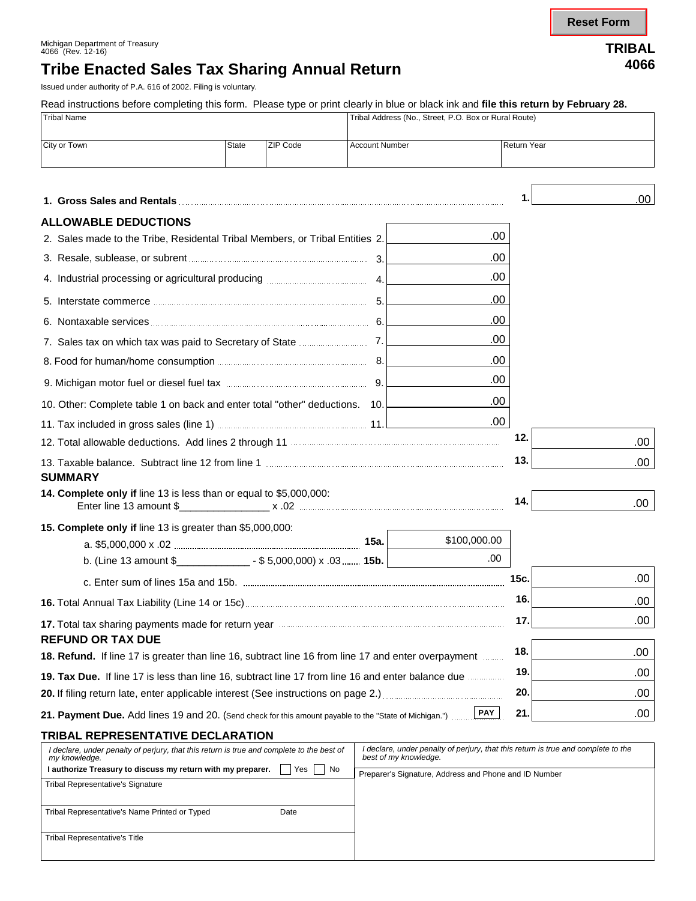Reset Form

Michigan Department of Treasury
4066 (Rev. 12-16)

**TRIBAL 4066**

# Tribe Enacted Sales Tax Sharing Annual Return

Issued under authority of P.A. 616 of 2002. Filing is voluntary.

Read instructions before completing this form. Please type or print clearly in blue or black ink and **file this return by February 28.**

| Tribal Name | | | Tribal Address (No., Street, P.O. Box or Rural Route) | |
|---|---|---|---|---|
| City or Town | State | ZIP Code | Account Number | Return Year |

**1. Gross Sales and Rentals** ........ 1. .00

## ALLOWABLE DEDUCTIONS

| Line | Description | Amount |
|---|---|---|
| 2. | Sales made to the Tribe, Residental Tribal Members, or Tribal Entities | .00 |
| 3. | Resale, sublease, or subrent | .00 |
| 4. | Industrial processing or agricultural producing | .00 |
| 5. | Interstate commerce | .00 |
| 6. | Nontaxable services | .00 |
| 7. | Sales tax on which tax was paid to Secretary of State | .00 |
| 8. | Food for human/home consumption | .00 |
| 9. | Michigan motor fuel or diesel fuel tax | .00 |
| 10. | Other: Complete table 1 on back and enter total "other" deductions. | .00 |
| 11. | Tax included in gross sales (line 1) | .00 |

12. Total allowable deductions. Add lines 2 through 11 ........ 12. .00

13. Taxable balance. Subtract line 12 from line 1 ........ 13. .00

## SUMMARY

**14. Complete only if** line 13 is less than or equal to $5,000,000:
Enter line 13 amount $_______________ x .02 ........ 14. .00

**15. Complete only if** line 13 is greater than $5,000,000:

a. $5,000,000 x .02 ........ **15a.** $100,000.00

b. (Line 13 amount $____________ - $ 5,000,000) x .03 ........ **15b.** .00

c. Enter sum of lines 15a and 15b. ........ 15c. .00

**16.** Total Annual Tax Liability (Line 14 or 15c) ........ 16. .00

**17.** Total tax sharing payments made for return year ........ 17. .00

## REFUND OR TAX DUE

**18. Refund.** If line 17 is greater than line 16, subtract line 16 from line 17 and enter overpayment ........ 18. .00

**19. Tax Due.** If line 17 is less than line 16, subtract line 17 from line 16 and enter balance due ........ 19. .00

**20.** If filing return late, enter applicable interest (See instructions on page 2.) ........ 20. .00

**21. Payment Due.** Add lines 19 and 20. (Send check for this amount payable to the "State of Michigan.") ........ PAY 21. .00

## TRIBAL REPRESENTATIVE DECLARATION

*I declare, under penalty of perjury, that this return is true and complete to the best of my knowledge.*

**I authorize Treasury to discuss my return with my preparer.** ☐ Yes ☐ No

Tribal Representative's Signature

Tribal Representative's Name Printed or Typed | Date

Tribal Representative's Title

*I declare, under penalty of perjury, that this return is true and complete to the best of my knowledge.*

Preparer's Signature, Address and Phone and ID Number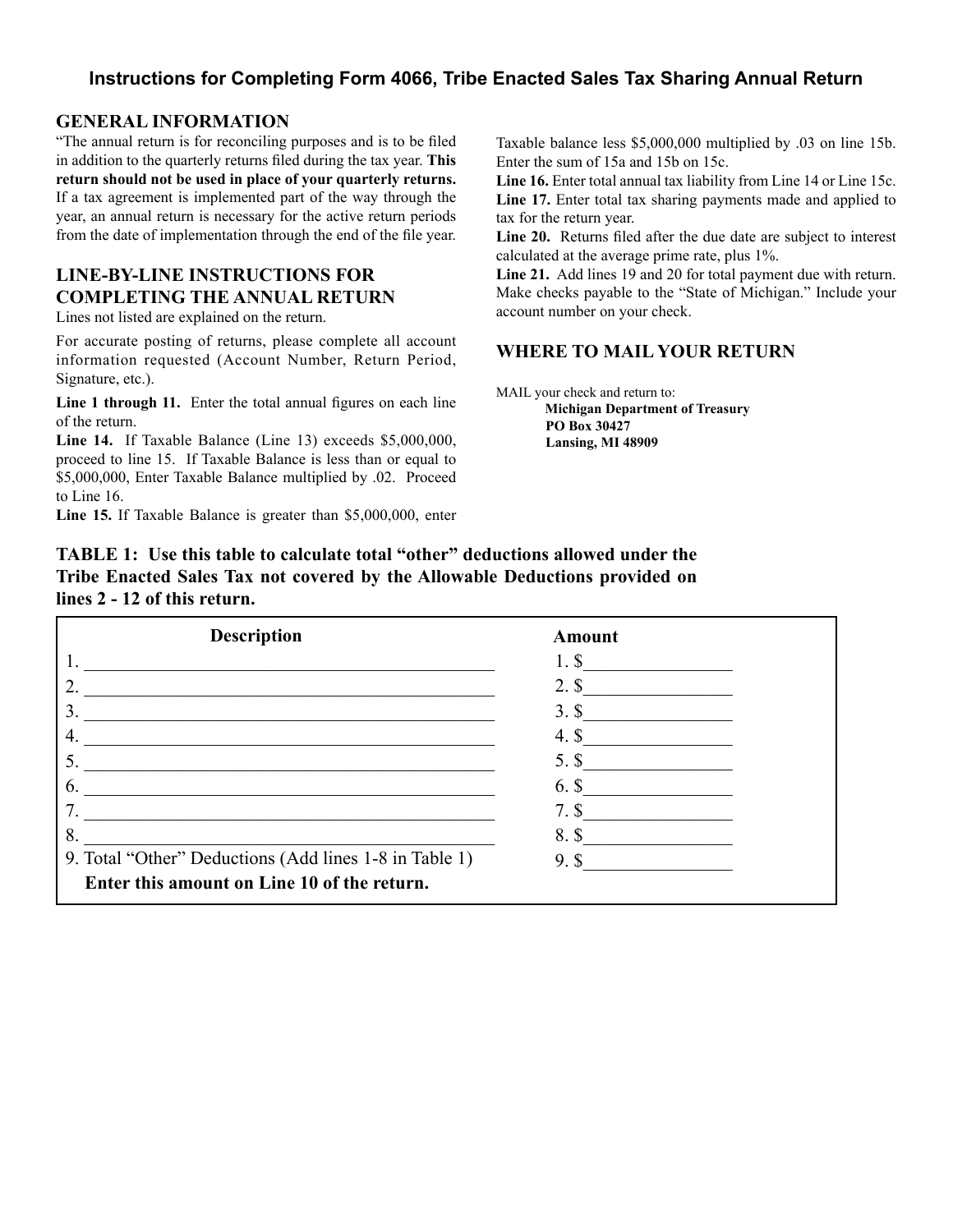# Instructions for Completing Form 4066, Tribe Enacted Sales Tax Sharing Annual Return

## GENERAL INFORMATION

"The annual return is for reconciling purposes and is to be filed in addition to the quarterly returns filed during the tax year. **This return should not be used in place of your quarterly returns.** If a tax agreement is implemented part of the way through the year, an annual return is necessary for the active return periods from the date of implementation through the end of the file year.

## LINE-BY-LINE INSTRUCTIONS FOR COMPLETING THE ANNUAL RETURN

Lines not listed are explained on the return.

For accurate posting of returns, please complete all account information requested (Account Number, Return Period, Signature, etc.).

**Line 1 through 11.** Enter the total annual figures on each line of the return.

**Line 14.** If Taxable Balance (Line 13) exceeds $5,000,000, proceed to line 15. If Taxable Balance is less than or equal to $5,000,000, Enter Taxable Balance multiplied by .02. Proceed to Line 16.

**Line 15.** If Taxable Balance is greater than $5,000,000, enter Taxable balance less $5,000,000 multiplied by .03 on line 15b. Enter the sum of 15a and 15b on 15c.

**Line 16.** Enter total annual tax liability from Line 14 or Line 15c.

**Line 17.** Enter total tax sharing payments made and applied to tax for the return year.

**Line 20.** Returns filed after the due date are subject to interest calculated at the average prime rate, plus 1%.

**Line 21.** Add lines 19 and 20 for total payment due with return. Make checks payable to the "State of Michigan." Include your account number on your check.

## WHERE TO MAIL YOUR RETURN

MAIL your check and return to:

**Michigan Department of Treasury**
**PO Box 30427**
**Lansing, MI 48909**

**TABLE 1: Use this table to calculate total "other" deductions allowed under the Tribe Enacted Sales Tax not covered by the Allowable Deductions provided on lines 2 - 12 of this return.**

| Description | Amount |
|---|---|
| 1. ______________________________ | 1. $______________ |
| 2. ______________________________ | 2. $______________ |
| 3. ______________________________ | 3. $______________ |
| 4. ______________________________ | 4. $______________ |
| 5. ______________________________ | 5. $______________ |
| 6. ______________________________ | 6. $______________ |
| 7. ______________________________ | 7. $______________ |
| 8. ______________________________ | 8. $______________ |
| 9. Total "Other" Deductions (Add lines 1-8 in Table 1) **Enter this amount on Line 10 of the return.** | 9. $______________ |